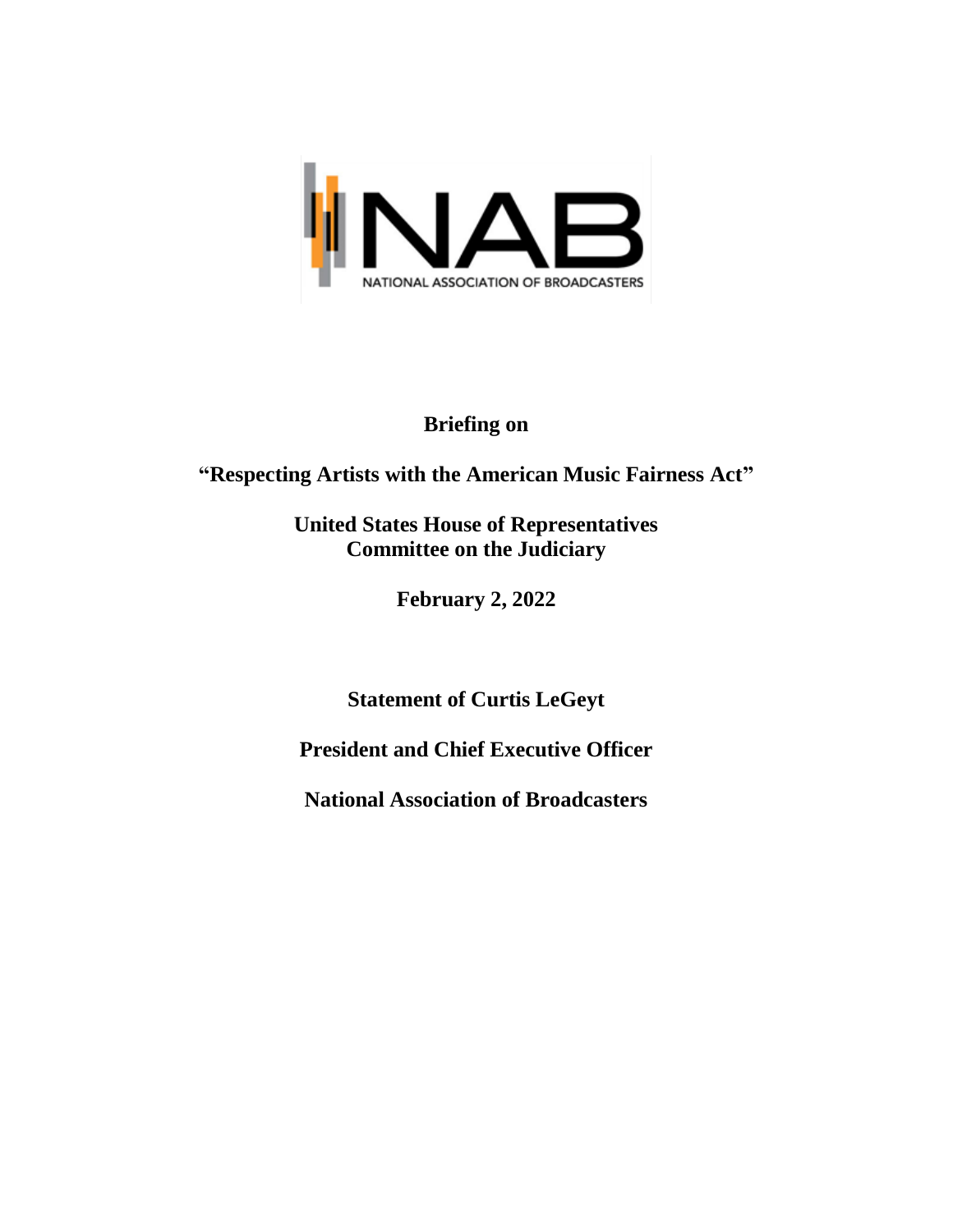NAB

NATIONAL ASSOCIATION OF BROADCASTERS

**Briefing on**

**"Respecting Artists with the American Music Fairness Act"**

**United States House of Representatives**
**Committee on the Judiciary**

**February 2, 2022**

**Statement of Curtis LeGeyt**

**President and Chief Executive Officer**

**National Association of Broadcasters**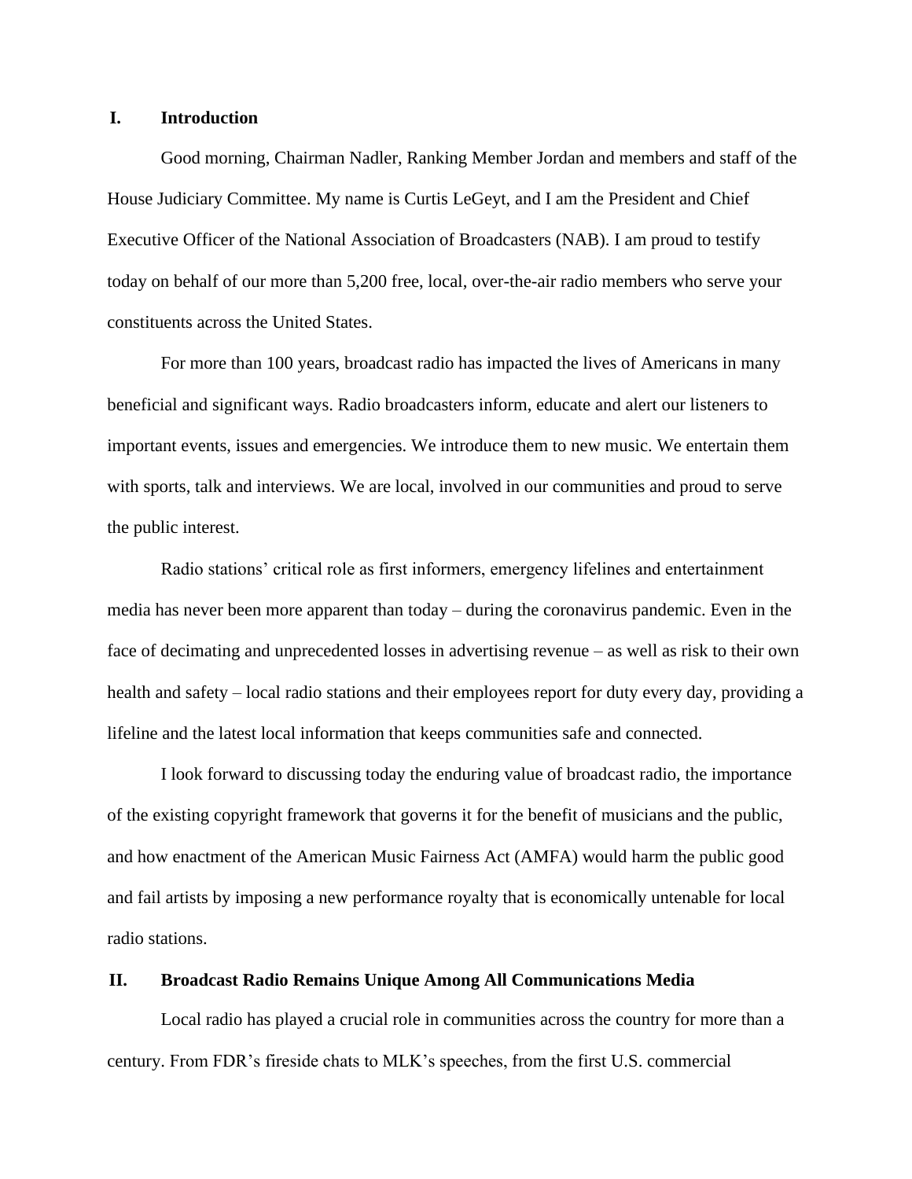## I. Introduction

Good morning, Chairman Nadler, Ranking Member Jordan and members and staff of the House Judiciary Committee. My name is Curtis LeGeyt, and I am the President and Chief Executive Officer of the National Association of Broadcasters (NAB). I am proud to testify today on behalf of our more than 5,200 free, local, over-the-air radio members who serve your constituents across the United States.

For more than 100 years, broadcast radio has impacted the lives of Americans in many beneficial and significant ways. Radio broadcasters inform, educate and alert our listeners to important events, issues and emergencies. We introduce them to new music. We entertain them with sports, talk and interviews. We are local, involved in our communities and proud to serve the public interest.

Radio stations' critical role as first informers, emergency lifelines and entertainment media has never been more apparent than today – during the coronavirus pandemic. Even in the face of decimating and unprecedented losses in advertising revenue – as well as risk to their own health and safety – local radio stations and their employees report for duty every day, providing a lifeline and the latest local information that keeps communities safe and connected.

I look forward to discussing today the enduring value of broadcast radio, the importance of the existing copyright framework that governs it for the benefit of musicians and the public, and how enactment of the American Music Fairness Act (AMFA) would harm the public good and fail artists by imposing a new performance royalty that is economically untenable for local radio stations.

## II. Broadcast Radio Remains Unique Among All Communications Media

Local radio has played a crucial role in communities across the country for more than a century. From FDR's fireside chats to MLK's speeches, from the first U.S. commercial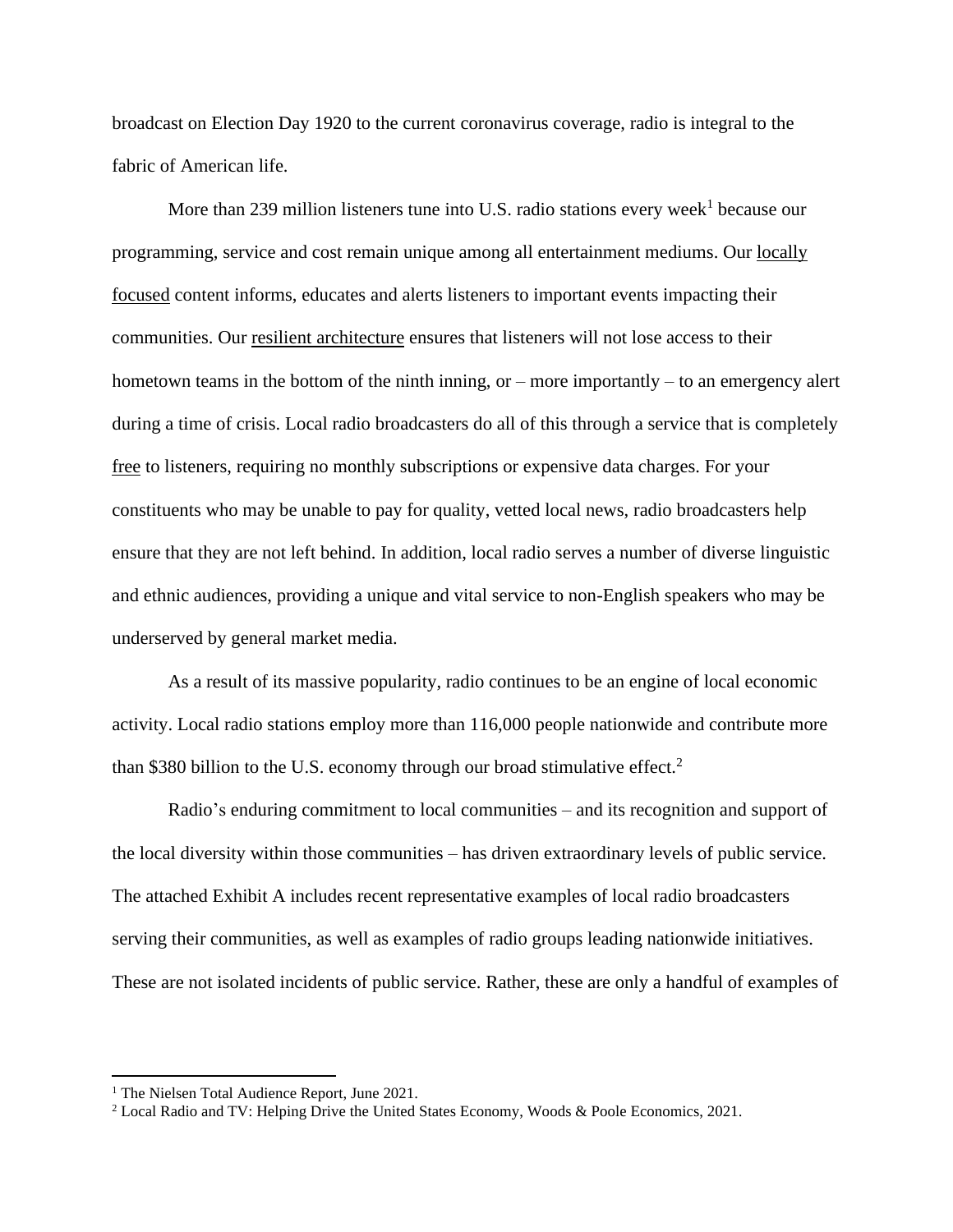broadcast on Election Day 1920 to the current coronavirus coverage, radio is integral to the fabric of American life.

More than 239 million listeners tune into U.S. radio stations every week[1] because our programming, service and cost remain unique among all entertainment mediums. Our <u>locally focused</u> content informs, educates and alerts listeners to important events impacting their communities. Our <u>resilient architecture</u> ensures that listeners will not lose access to their hometown teams in the bottom of the ninth inning, or – more importantly – to an emergency alert during a time of crisis. Local radio broadcasters do all of this through a service that is completely <u>free</u> to listeners, requiring no monthly subscriptions or expensive data charges. For your constituents who may be unable to pay for quality, vetted local news, radio broadcasters help ensure that they are not left behind. In addition, local radio serves a number of diverse linguistic and ethnic audiences, providing a unique and vital service to non-English speakers who may be underserved by general market media.

As a result of its massive popularity, radio continues to be an engine of local economic activity. Local radio stations employ more than 116,000 people nationwide and contribute more than $380 billion to the U.S. economy through our broad stimulative effect.[2]

Radio's enduring commitment to local communities – and its recognition and support of the local diversity within those communities – has driven extraordinary levels of public service. The attached Exhibit A includes recent representative examples of local radio broadcasters serving their communities, as well as examples of radio groups leading nationwide initiatives. These are not isolated incidents of public service. Rather, these are only a handful of examples of

---

[1] The Nielsen Total Audience Report, June 2021.

[2] Local Radio and TV: Helping Drive the United States Economy, Woods & Poole Economics, 2021.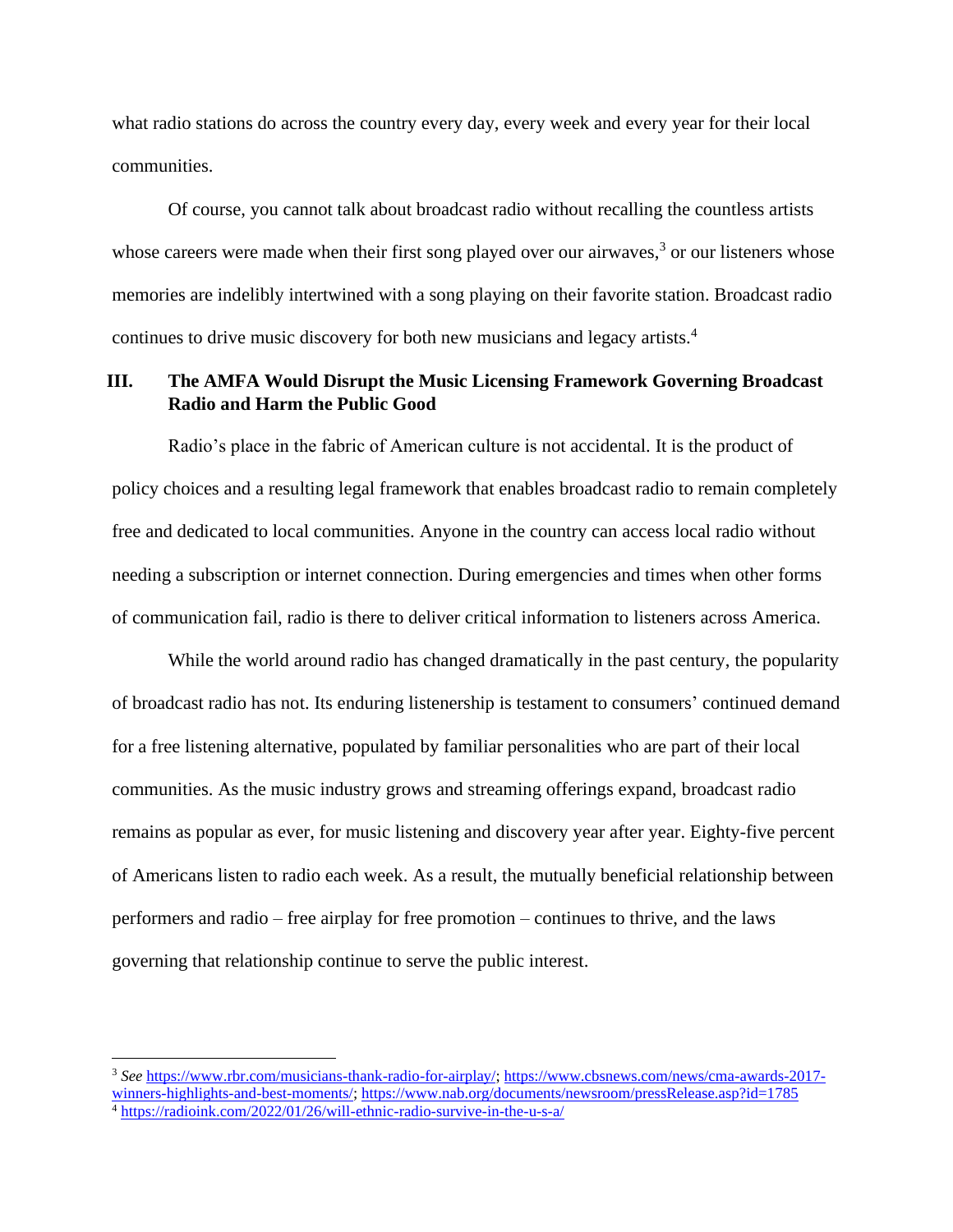what radio stations do across the country every day, every week and every year for their local communities.

Of course, you cannot talk about broadcast radio without recalling the countless artists whose careers were made when their first song played over our airwaves,[3] or our listeners whose memories are indelibly intertwined with a song playing on their favorite station. Broadcast radio continues to drive music discovery for both new musicians and legacy artists.[4]

## III. The AMFA Would Disrupt the Music Licensing Framework Governing Broadcast Radio and Harm the Public Good

Radio's place in the fabric of American culture is not accidental. It is the product of policy choices and a resulting legal framework that enables broadcast radio to remain completely free and dedicated to local communities. Anyone in the country can access local radio without needing a subscription or internet connection. During emergencies and times when other forms of communication fail, radio is there to deliver critical information to listeners across America.

While the world around radio has changed dramatically in the past century, the popularity of broadcast radio has not. Its enduring listenership is testament to consumers' continued demand for a free listening alternative, populated by familiar personalities who are part of their local communities. As the music industry grows and streaming offerings expand, broadcast radio remains as popular as ever, for music listening and discovery year after year. Eighty-five percent of Americans listen to radio each week. As a result, the mutually beneficial relationship between performers and radio – free airplay for free promotion – continues to thrive, and the laws governing that relationship continue to serve the public interest.

---

[3] *See* https://www.rbr.com/musicians-thank-radio-for-airplay/; https://www.cbsnews.com/news/cma-awards-2017-winners-highlights-and-best-moments/; https://www.nab.org/documents/newsroom/pressRelease.asp?id=1785

[4] https://radioink.com/2022/01/26/will-ethnic-radio-survive-in-the-u-s-a/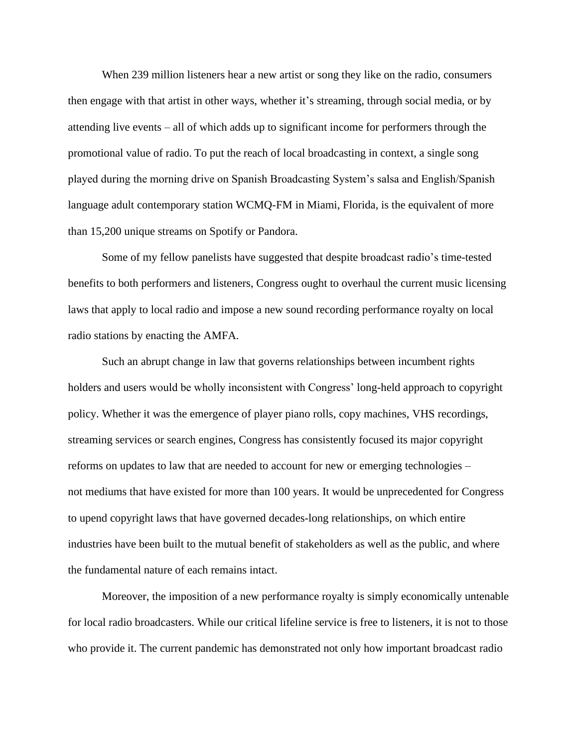When 239 million listeners hear a new artist or song they like on the radio, consumers then engage with that artist in other ways, whether it's streaming, through social media, or by attending live events – all of which adds up to significant income for performers through the promotional value of radio. To put the reach of local broadcasting in context, a single song played during the morning drive on Spanish Broadcasting System's salsa and English/Spanish language adult contemporary station WCMQ-FM in Miami, Florida, is the equivalent of more than 15,200 unique streams on Spotify or Pandora.

Some of my fellow panelists have suggested that despite broadcast radio's time-tested benefits to both performers and listeners, Congress ought to overhaul the current music licensing laws that apply to local radio and impose a new sound recording performance royalty on local radio stations by enacting the AMFA.

Such an abrupt change in law that governs relationships between incumbent rights holders and users would be wholly inconsistent with Congress' long-held approach to copyright policy. Whether it was the emergence of player piano rolls, copy machines, VHS recordings, streaming services or search engines, Congress has consistently focused its major copyright reforms on updates to law that are needed to account for new or emerging technologies – not mediums that have existed for more than 100 years. It would be unprecedented for Congress to upend copyright laws that have governed decades-long relationships, on which entire industries have been built to the mutual benefit of stakeholders as well as the public, and where the fundamental nature of each remains intact.

Moreover, the imposition of a new performance royalty is simply economically untenable for local radio broadcasters. While our critical lifeline service is free to listeners, it is not to those who provide it. The current pandemic has demonstrated not only how important broadcast radio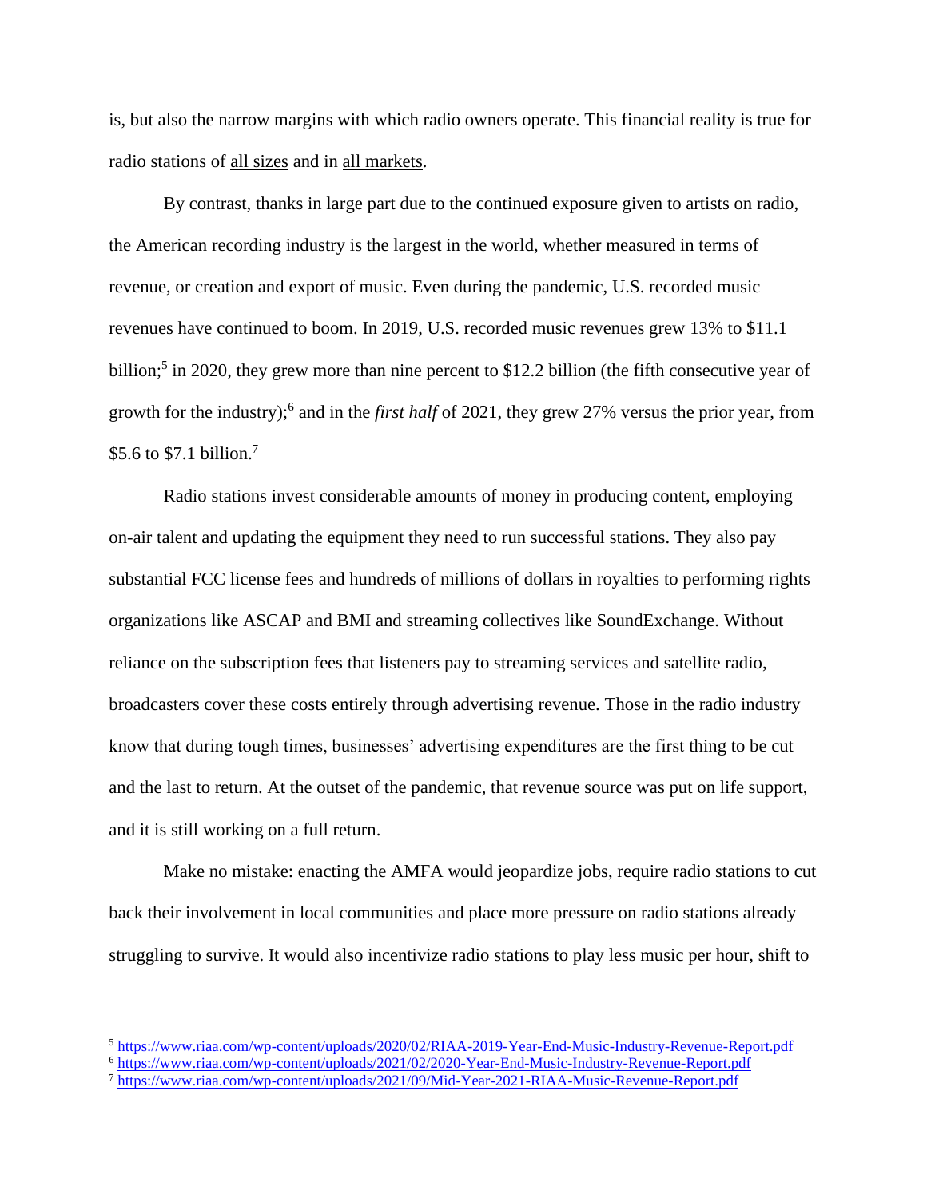is, but also the narrow margins with which radio owners operate. This financial reality is true for radio stations of <u>all sizes</u> and in <u>all markets</u>.

By contrast, thanks in large part due to the continued exposure given to artists on radio, the American recording industry is the largest in the world, whether measured in terms of revenue, or creation and export of music. Even during the pandemic, U.S. recorded music revenues have continued to boom. In 2019, U.S. recorded music revenues grew 13% to $11.1 billion;[5] in 2020, they grew more than nine percent to $12.2 billion (the fifth consecutive year of growth for the industry);[6] and in the *first half* of 2021, they grew 27% versus the prior year, from $5.6 to $7.1 billion.[7]

Radio stations invest considerable amounts of money in producing content, employing on-air talent and updating the equipment they need to run successful stations. They also pay substantial FCC license fees and hundreds of millions of dollars in royalties to performing rights organizations like ASCAP and BMI and streaming collectives like SoundExchange. Without reliance on the subscription fees that listeners pay to streaming services and satellite radio, broadcasters cover these costs entirely through advertising revenue. Those in the radio industry know that during tough times, businesses' advertising expenditures are the first thing to be cut and the last to return. At the outset of the pandemic, that revenue source was put on life support, and it is still working on a full return.

Make no mistake: enacting the AMFA would jeopardize jobs, require radio stations to cut back their involvement in local communities and place more pressure on radio stations already struggling to survive. It would also incentivize radio stations to play less music per hour, shift to

---

[5] https://www.riaa.com/wp-content/uploads/2020/02/RIAA-2019-Year-End-Music-Industry-Revenue-Report.pdf

[6] https://www.riaa.com/wp-content/uploads/2021/02/2020-Year-End-Music-Industry-Revenue-Report.pdf

[7] https://www.riaa.com/wp-content/uploads/2021/09/Mid-Year-2021-RIAA-Music-Revenue-Report.pdf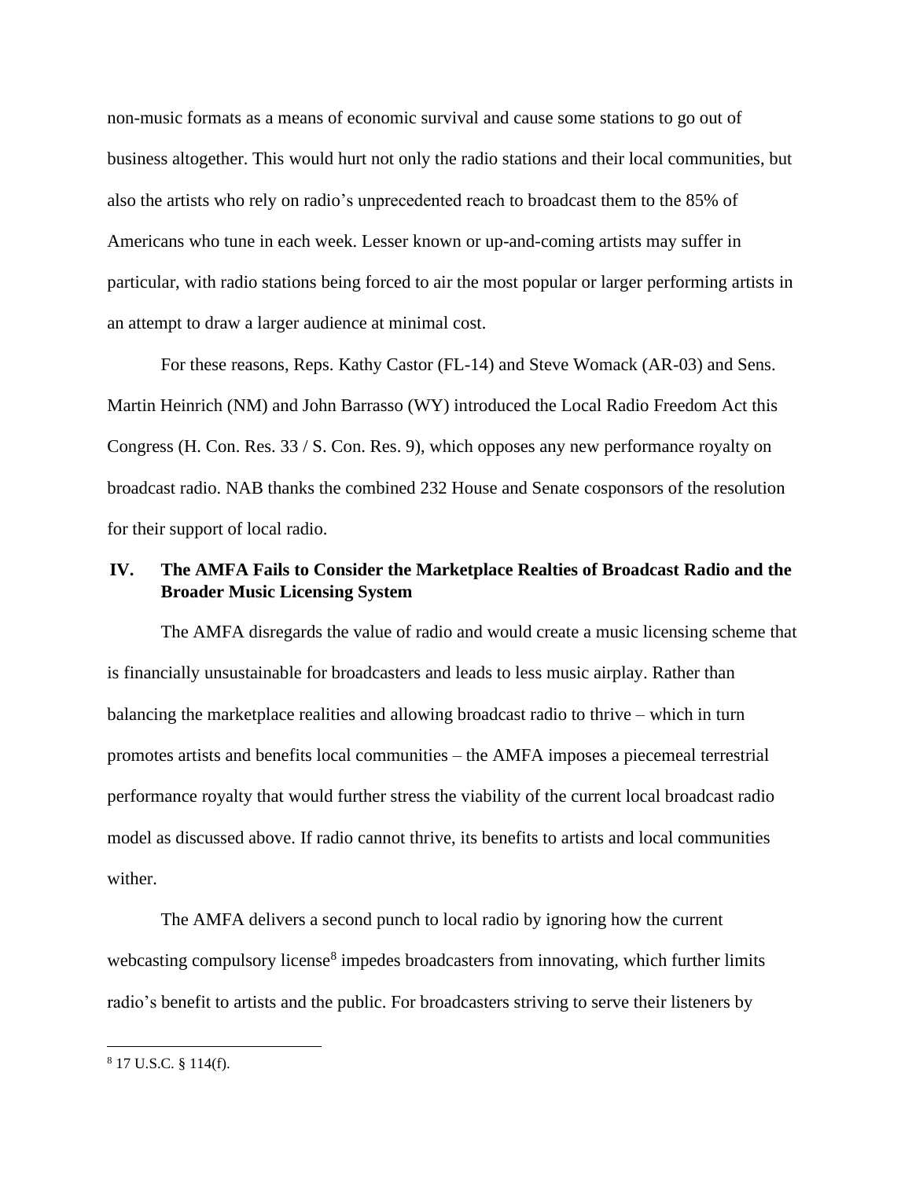non-music formats as a means of economic survival and cause some stations to go out of business altogether. This would hurt not only the radio stations and their local communities, but also the artists who rely on radio's unprecedented reach to broadcast them to the 85% of Americans who tune in each week. Lesser known or up-and-coming artists may suffer in particular, with radio stations being forced to air the most popular or larger performing artists in an attempt to draw a larger audience at minimal cost.

For these reasons, Reps. Kathy Castor (FL-14) and Steve Womack (AR-03) and Sens. Martin Heinrich (NM) and John Barrasso (WY) introduced the Local Radio Freedom Act this Congress (H. Con. Res. 33 / S. Con. Res. 9), which opposes any new performance royalty on broadcast radio. NAB thanks the combined 232 House and Senate cosponsors of the resolution for their support of local radio.

## IV. The AMFA Fails to Consider the Marketplace Realties of Broadcast Radio and the Broader Music Licensing System

The AMFA disregards the value of radio and would create a music licensing scheme that is financially unsustainable for broadcasters and leads to less music airplay. Rather than balancing the marketplace realities and allowing broadcast radio to thrive – which in turn promotes artists and benefits local communities – the AMFA imposes a piecemeal terrestrial performance royalty that would further stress the viability of the current local broadcast radio model as discussed above. If radio cannot thrive, its benefits to artists and local communities wither.

The AMFA delivers a second punch to local radio by ignoring how the current webcasting compulsory license[8] impedes broadcasters from innovating, which further limits radio's benefit to artists and the public. For broadcasters striving to serve their listeners by

---

[8] 17 U.S.C. § 114(f).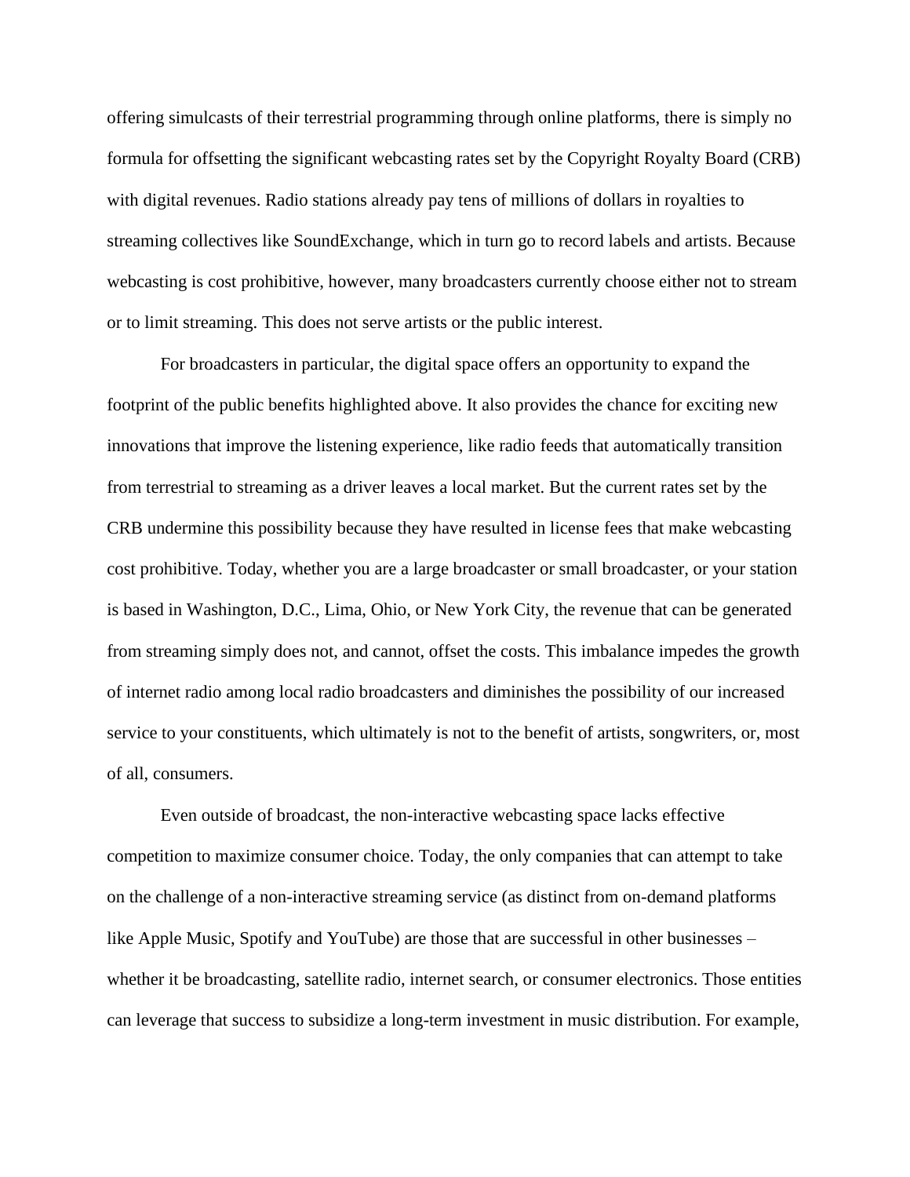offering simulcasts of their terrestrial programming through online platforms, there is simply no formula for offsetting the significant webcasting rates set by the Copyright Royalty Board (CRB) with digital revenues. Radio stations already pay tens of millions of dollars in royalties to streaming collectives like SoundExchange, which in turn go to record labels and artists. Because webcasting is cost prohibitive, however, many broadcasters currently choose either not to stream or to limit streaming. This does not serve artists or the public interest.

For broadcasters in particular, the digital space offers an opportunity to expand the footprint of the public benefits highlighted above. It also provides the chance for exciting new innovations that improve the listening experience, like radio feeds that automatically transition from terrestrial to streaming as a driver leaves a local market. But the current rates set by the CRB undermine this possibility because they have resulted in license fees that make webcasting cost prohibitive. Today, whether you are a large broadcaster or small broadcaster, or your station is based in Washington, D.C., Lima, Ohio, or New York City, the revenue that can be generated from streaming simply does not, and cannot, offset the costs. This imbalance impedes the growth of internet radio among local radio broadcasters and diminishes the possibility of our increased service to your constituents, which ultimately is not to the benefit of artists, songwriters, or, most of all, consumers.

Even outside of broadcast, the non-interactive webcasting space lacks effective competition to maximize consumer choice. Today, the only companies that can attempt to take on the challenge of a non-interactive streaming service (as distinct from on-demand platforms like Apple Music, Spotify and YouTube) are those that are successful in other businesses – whether it be broadcasting, satellite radio, internet search, or consumer electronics. Those entities can leverage that success to subsidize a long-term investment in music distribution. For example,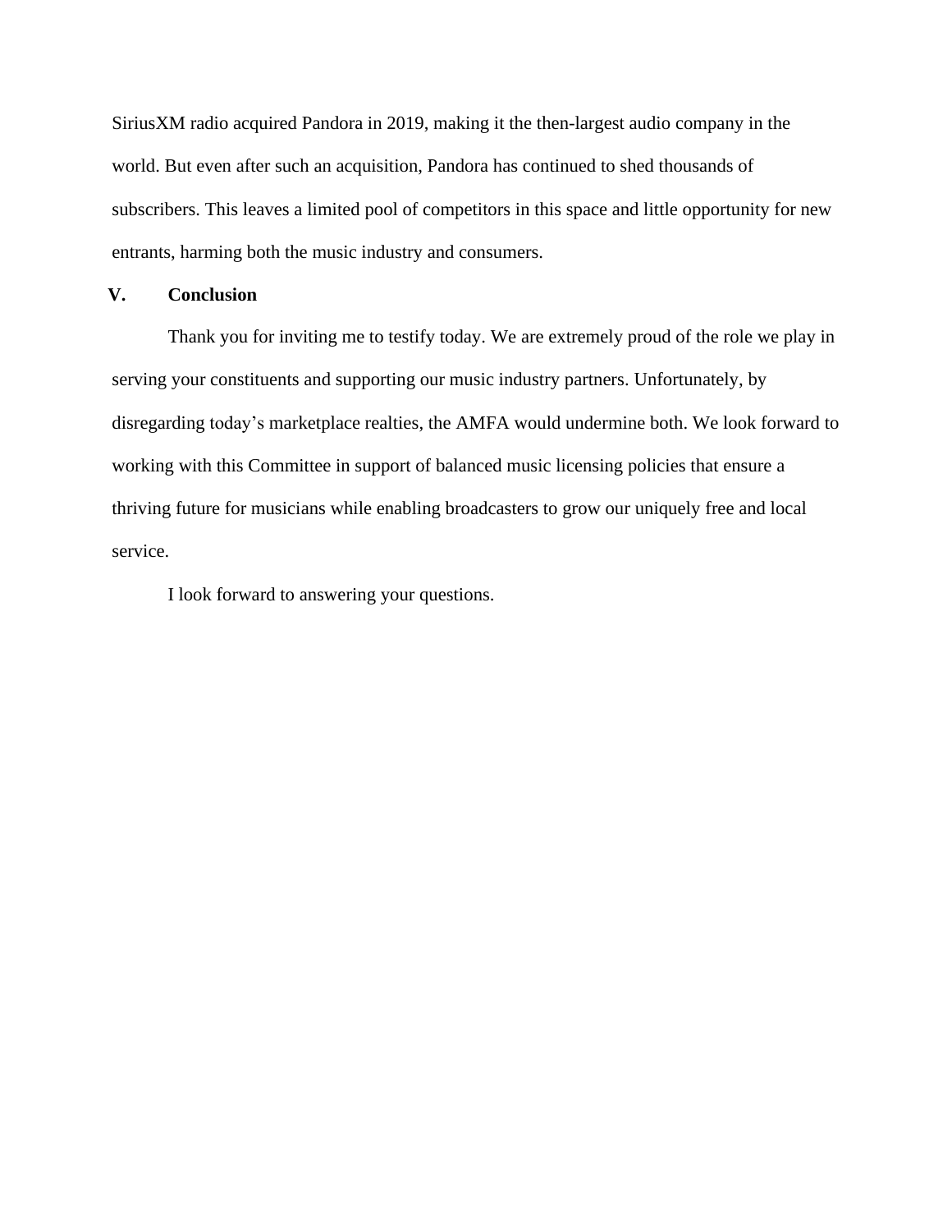SiriusXM radio acquired Pandora in 2019, making it the then-largest audio company in the world. But even after such an acquisition, Pandora has continued to shed thousands of subscribers. This leaves a limited pool of competitors in this space and little opportunity for new entrants, harming both the music industry and consumers.

## V. Conclusion

Thank you for inviting me to testify today. We are extremely proud of the role we play in serving your constituents and supporting our music industry partners. Unfortunately, by disregarding today's marketplace realties, the AMFA would undermine both. We look forward to working with this Committee in support of balanced music licensing policies that ensure a thriving future for musicians while enabling broadcasters to grow our uniquely free and local service.

I look forward to answering your questions.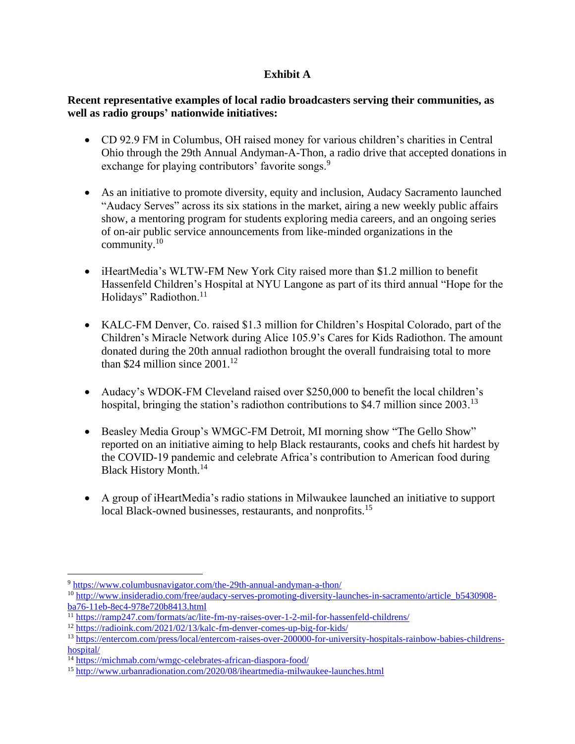# Exhibit A

**Recent representative examples of local radio broadcasters serving their communities, as well as radio groups' nationwide initiatives:**

- CD 92.9 FM in Columbus, OH raised money for various children's charities in Central Ohio through the 29th Annual Andyman-A-Thon, a radio drive that accepted donations in exchange for playing contributors' favorite songs.[9]

- As an initiative to promote diversity, equity and inclusion, Audacy Sacramento launched "Audacy Serves" across its six stations in the market, airing a new weekly public affairs show, a mentoring program for students exploring media careers, and an ongoing series of on-air public service announcements from like-minded organizations in the community.[10]

- iHeartMedia's WLTW-FM New York City raised more than $1.2 million to benefit Hassenfeld Children's Hospital at NYU Langone as part of its third annual "Hope for the Holidays" Radiothon.[11]

- KALC-FM Denver, Co. raised $1.3 million for Children's Hospital Colorado, part of the Children's Miracle Network during Alice 105.9's Cares for Kids Radiothon. The amount donated during the 20th annual radiothon brought the overall fundraising total to more than $24 million since 2001.[12]

- Audacy's WDOK-FM Cleveland raised over $250,000 to benefit the local children's hospital, bringing the station's radiothon contributions to $4.7 million since 2003.[13]

- Beasley Media Group's WMGC-FM Detroit, MI morning show "The Gello Show" reported on an initiative aiming to help Black restaurants, cooks and chefs hit hardest by the COVID-19 pandemic and celebrate Africa's contribution to American food during Black History Month.[14]

- A group of iHeartMedia's radio stations in Milwaukee launched an initiative to support local Black-owned businesses, restaurants, and nonprofits.[15]

---

[9] https://www.columbusnavigator.com/the-29th-annual-andyman-a-thon/

[10] http://www.insideradio.com/free/audacy-serves-promoting-diversity-launches-in-sacramento/article_b5430908-ba76-11eb-8ec4-978e720b8413.html

[11] https://ramp247.com/formats/ac/lite-fm-ny-raises-over-1-2-mil-for-hassenfeld-childrens/

[12] https://radioink.com/2021/02/13/kalc-fm-denver-comes-up-big-for-kids/

[13] https://entercom.com/press/local/entercom-raises-over-200000-for-university-hospitals-rainbow-babies-childrens-hospital/

[14] https://michmab.com/wmgc-celebrates-african-diaspora-food/

[15] http://www.urbanradionation.com/2020/08/iheartmedia-milwaukee-launches.html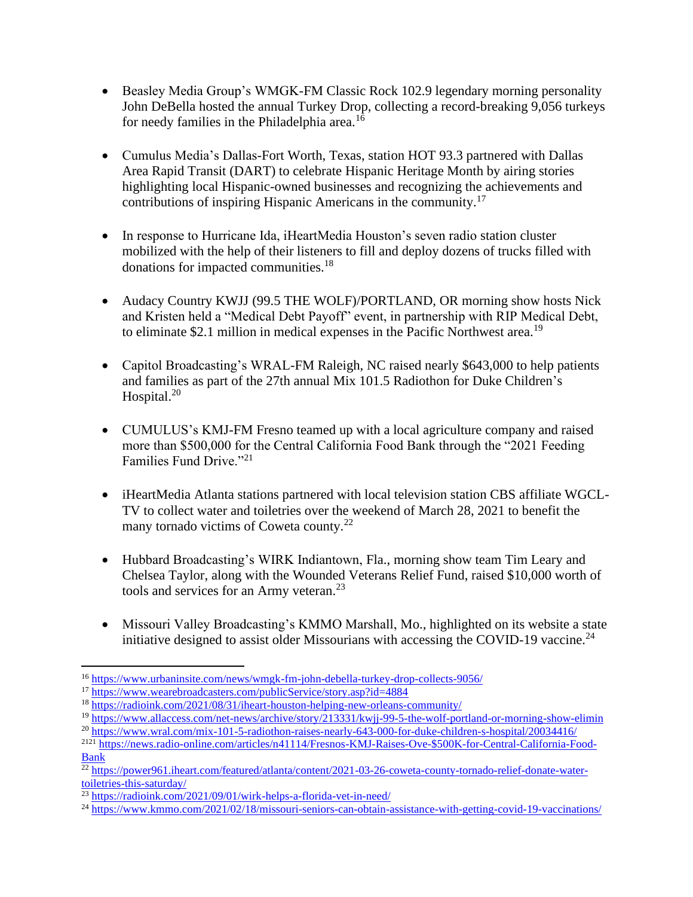- Beasley Media Group's WMGK-FM Classic Rock 102.9 legendary morning personality John DeBella hosted the annual Turkey Drop, collecting a record-breaking 9,056 turkeys for needy families in the Philadelphia area.[16]

- Cumulus Media's Dallas-Fort Worth, Texas, station HOT 93.3 partnered with Dallas Area Rapid Transit (DART) to celebrate Hispanic Heritage Month by airing stories highlighting local Hispanic-owned businesses and recognizing the achievements and contributions of inspiring Hispanic Americans in the community.[17]

- In response to Hurricane Ida, iHeartMedia Houston's seven radio station cluster mobilized with the help of their listeners to fill and deploy dozens of trucks filled with donations for impacted communities.[18]

- Audacy Country KWJJ (99.5 THE WOLF)/PORTLAND, OR morning show hosts Nick and Kristen held a "Medical Debt Payoff" event, in partnership with RIP Medical Debt, to eliminate $2.1 million in medical expenses in the Pacific Northwest area.[19]

- Capitol Broadcasting's WRAL-FM Raleigh, NC raised nearly $643,000 to help patients and families as part of the 27th annual Mix 101.5 Radiothon for Duke Children's Hospital.[20]

- CUMULUS's KMJ-FM Fresno teamed up with a local agriculture company and raised more than $500,000 for the Central California Food Bank through the "2021 Feeding Families Fund Drive."[21]

- iHeartMedia Atlanta stations partnered with local television station CBS affiliate WGCL-TV to collect water and toiletries over the weekend of March 28, 2021 to benefit the many tornado victims of Coweta county.[22]

- Hubbard Broadcasting's WIRK Indiantown, Fla., morning show team Tim Leary and Chelsea Taylor, along with the Wounded Veterans Relief Fund, raised $10,000 worth of tools and services for an Army veteran.[23]

- Missouri Valley Broadcasting's KMMO Marshall, Mo., highlighted on its website a state initiative designed to assist older Missourians with accessing the COVID-19 vaccine.[24]

---

[16] https://www.urbaninsite.com/news/wmgk-fm-john-debella-turkey-drop-collects-9056/

[17] https://www.wearebroadcasters.com/publicService/story.asp?id=4884

[18] https://radioink.com/2021/08/31/iheart-houston-helping-new-orleans-community/

[19] https://www.allaccess.com/net-news/archive/story/213331/kwjj-99-5-the-wolf-portland-or-morning-show-elimin

[20] https://www.wral.com/mix-101-5-radiothon-raises-nearly-643-000-for-duke-children-s-hospital/20034416/

[2121] https://news.radio-online.com/articles/n41114/Fresnos-KMJ-Raises-Ove-$500K-for-Central-California-Food-Bank

[22] https://power961.iheart.com/featured/atlanta/content/2021-03-26-coweta-county-tornado-relief-donate-water-toiletries-this-saturday/

[23] https://radioink.com/2021/09/01/wirk-helps-a-florida-vet-in-need/

[24] https://www.kmmo.com/2021/02/18/missouri-seniors-can-obtain-assistance-with-getting-covid-19-vaccinations/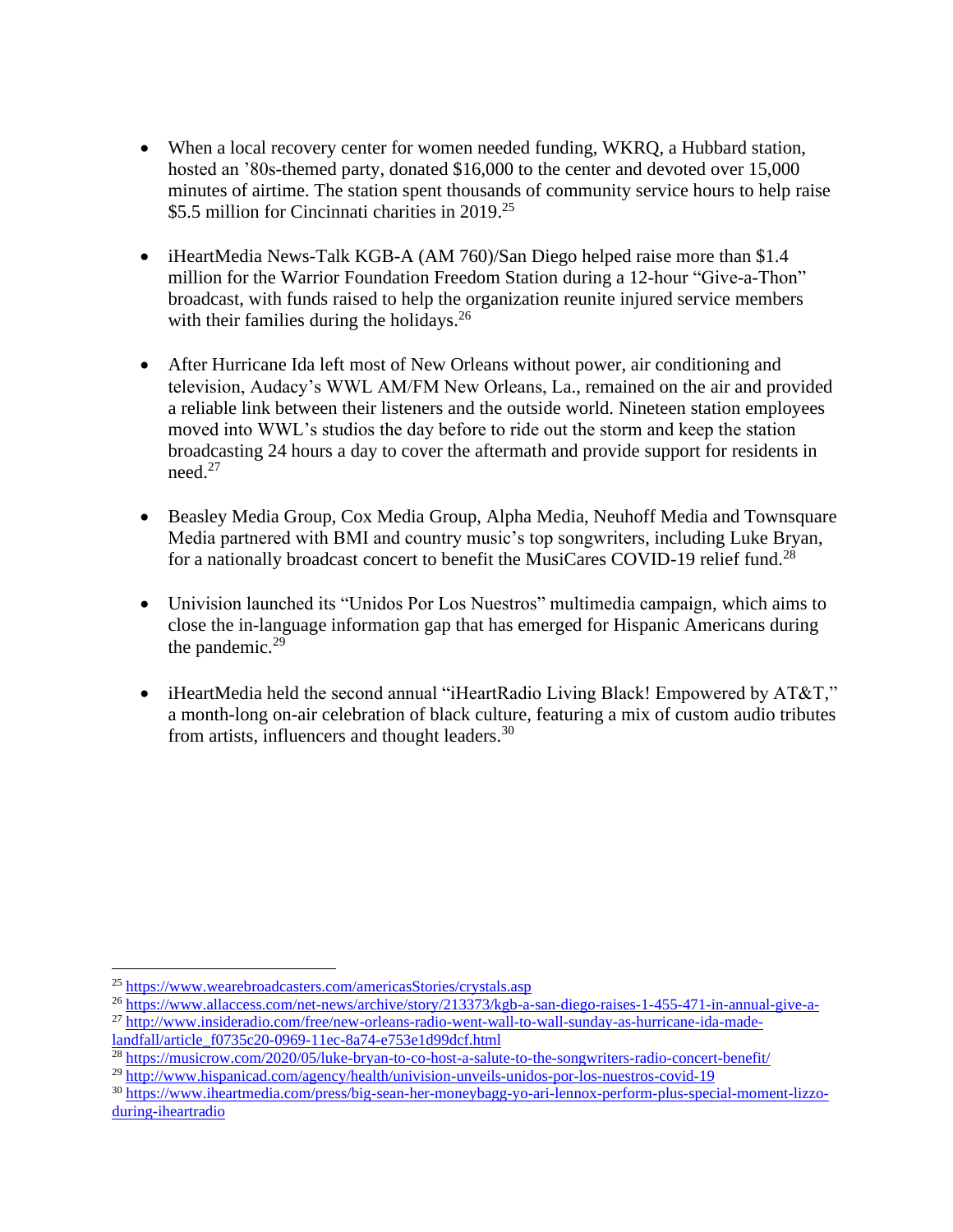- When a local recovery center for women needed funding, WKRQ, a Hubbard station, hosted an '80s-themed party, donated $16,000 to the center and devoted over 15,000 minutes of airtime. The station spent thousands of community service hours to help raise $5.5 million for Cincinnati charities in 2019.[25]

- iHeartMedia News-Talk KGB-A (AM 760)/San Diego helped raise more than $1.4 million for the Warrior Foundation Freedom Station during a 12-hour "Give-a-Thon" broadcast, with funds raised to help the organization reunite injured service members with their families during the holidays.[26]

- After Hurricane Ida left most of New Orleans without power, air conditioning and television, Audacy's WWL AM/FM New Orleans, La., remained on the air and provided a reliable link between their listeners and the outside world. Nineteen station employees moved into WWL's studios the day before to ride out the storm and keep the station broadcasting 24 hours a day to cover the aftermath and provide support for residents in need.[27]

- Beasley Media Group, Cox Media Group, Alpha Media, Neuhoff Media and Townsquare Media partnered with BMI and country music's top songwriters, including Luke Bryan, for a nationally broadcast concert to benefit the MusiCares COVID-19 relief fund.[28]

- Univision launched its "Unidos Por Los Nuestros" multimedia campaign, which aims to close the in-language information gap that has emerged for Hispanic Americans during the pandemic.[29]

- iHeartMedia held the second annual "iHeartRadio Living Black! Empowered by AT&T," a month-long on-air celebration of black culture, featuring a mix of custom audio tributes from artists, influencers and thought leaders.[30]

---

[25] https://www.wearebroadcasters.com/americasStories/crystals.asp

[26] https://www.allaccess.com/net-news/archive/story/213373/kgb-a-san-diego-raises-1-455-471-in-annual-give-a-

[27] http://www.insideradio.com/free/new-orleans-radio-went-wall-to-wall-sunday-as-hurricane-ida-made-landfall/article_f0735c20-0969-11ec-8a74-e753e1d99dcf.html

[28] https://musicrow.com/2020/05/luke-bryan-to-co-host-a-salute-to-the-songwriters-radio-concert-benefit/

[29] http://www.hispanicad.com/agency/health/univision-unveils-unidos-por-los-nuestros-covid-19

[30] https://www.iheartmedia.com/press/big-sean-her-moneybagg-yo-ari-lennox-perform-plus-special-moment-lizzo-during-iheartradio